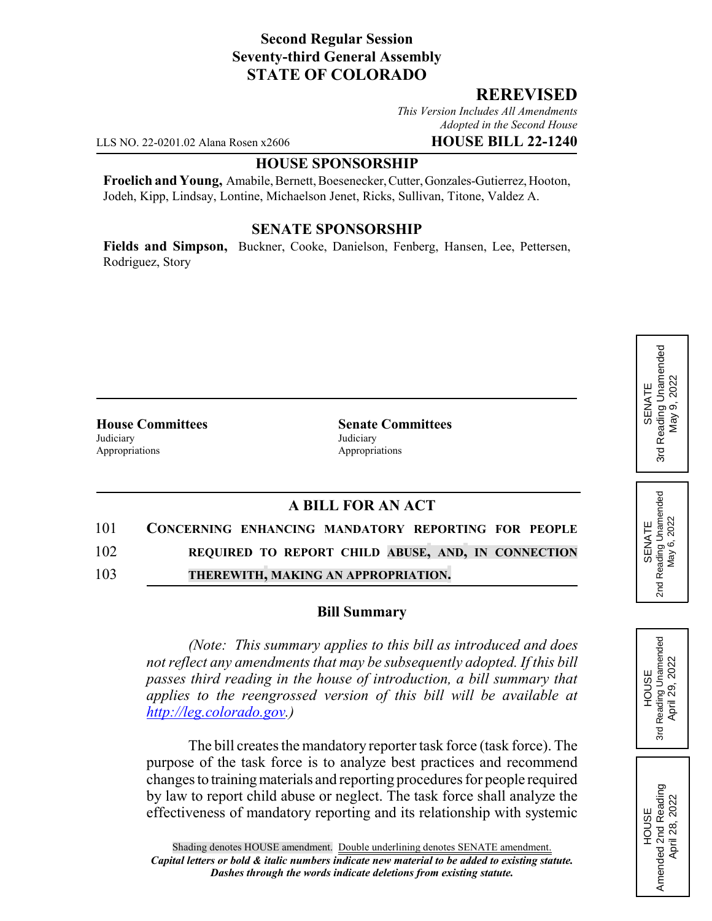**Second Regular Session**
**Seventy-third General Assembly**
**STATE OF COLORADO**

## REREVISED

*This Version Includes All Amendments Adopted in the Second House*

LLS NO. 22-0201.02 Alana Rosen x2606 **HOUSE BILL 22-1240**

**HOUSE SPONSORSHIP**

**Froelich and Young,** Amabile, Bernett, Boesenecker, Cutter, Gonzales-Gutierrez, Hooton, Jodeh, Kipp, Lindsay, Lontine, Michaelson Jenet, Ricks, Sullivan, Titone, Valdez A.

**SENATE SPONSORSHIP**

**Fields and Simpson,** Buckner, Cooke, Danielson, Fenberg, Hansen, Lee, Pettersen, Rodriguez, Story

SENATE 3rd Reading Unamended May 9, 2022

SENATE 2nd Reading Unamended May 6, 2022

HOUSE 3rd Reading Unamended April 29, 2022

HOUSE Amended 2nd Reading April 28, 2022

**House Committees**
Judiciary
Appropriations

**Senate Committees**
Judiciary
Appropriations

### A BILL FOR AN ACT

101 **CONCERNING ENHANCING MANDATORY REPORTING FOR PEOPLE**
102 **REQUIRED TO REPORT CHILD ABUSE, AND, IN CONNECTION**
103 **THEREWITH, MAKING AN APPROPRIATION.**

### Bill Summary

*(Note: This summary applies to this bill as introduced and does not reflect any amendments that may be subsequently adopted. If this bill passes third reading in the house of introduction, a bill summary that applies to the reengrossed version of this bill will be available at http://leg.colorado.gov.)*

The bill creates the mandatory reporter task force (task force). The purpose of the task force is to analyze best practices and recommend changes to training materials and reporting procedures for people required by law to report child abuse or neglect. The task force shall analyze the effectiveness of mandatory reporting and its relationship with systemic

Shading denotes HOUSE amendment. Double underlining denotes SENATE amendment.
*Capital letters or bold & italic numbers indicate new material to be added to existing statute.*
*Dashes through the words indicate deletions from existing statute.*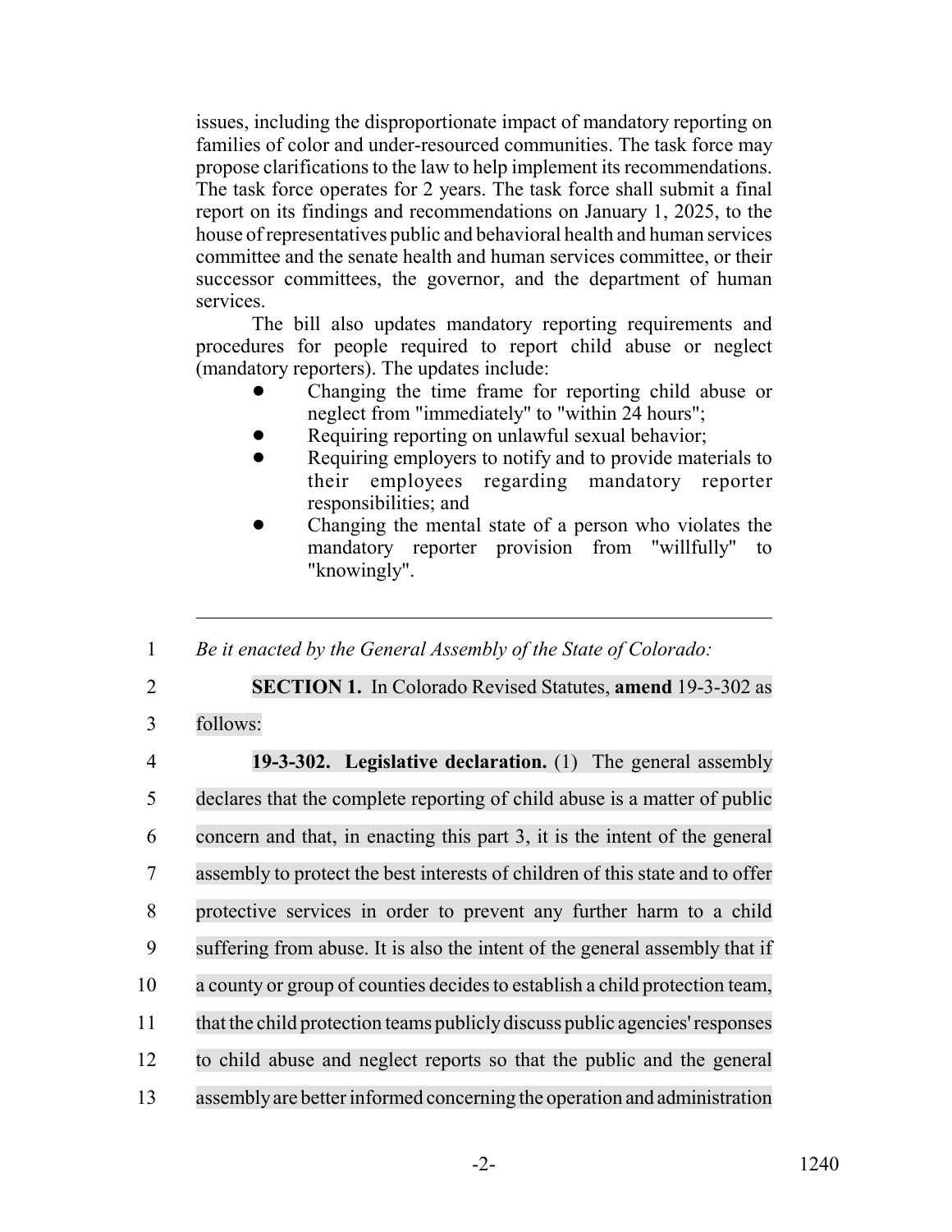issues, including the disproportionate impact of mandatory reporting on families of color and under-resourced communities. The task force may propose clarifications to the law to help implement its recommendations. The task force operates for 2 years. The task force shall submit a final report on its findings and recommendations on January 1, 2025, to the house of representatives public and behavioral health and human services committee and the senate health and human services committee, or their successor committees, the governor, and the department of human services.

The bill also updates mandatory reporting requirements and procedures for people required to report child abuse or neglect (mandatory reporters). The updates include:

- Changing the time frame for reporting child abuse or neglect from "immediately" to "within 24 hours";
- Requiring reporting on unlawful sexual behavior;
- Requiring employers to notify and to provide materials to their employees regarding mandatory reporter responsibilities; and
- Changing the mental state of a person who violates the mandatory reporter provision from "willfully" to "knowingly".

---

1 *Be it enacted by the General Assembly of the State of Colorado:*

2 **SECTION 1.** In Colorado Revised Statutes, **amend** 19-3-302 as
3 follows:

4 **19-3-302. Legislative declaration.** (1) The general assembly
5 declares that the complete reporting of child abuse is a matter of public
6 concern and that, in enacting this part 3, it is the intent of the general
7 assembly to protect the best interests of children of this state and to offer
8 protective services in order to prevent any further harm to a child
9 suffering from abuse. It is also the intent of the general assembly that if
10 a county or group of counties decides to establish a child protection team,
11 that the child protection teams publicly discuss public agencies' responses
12 to child abuse and neglect reports so that the public and the general
13 assembly are better informed concerning the operation and administration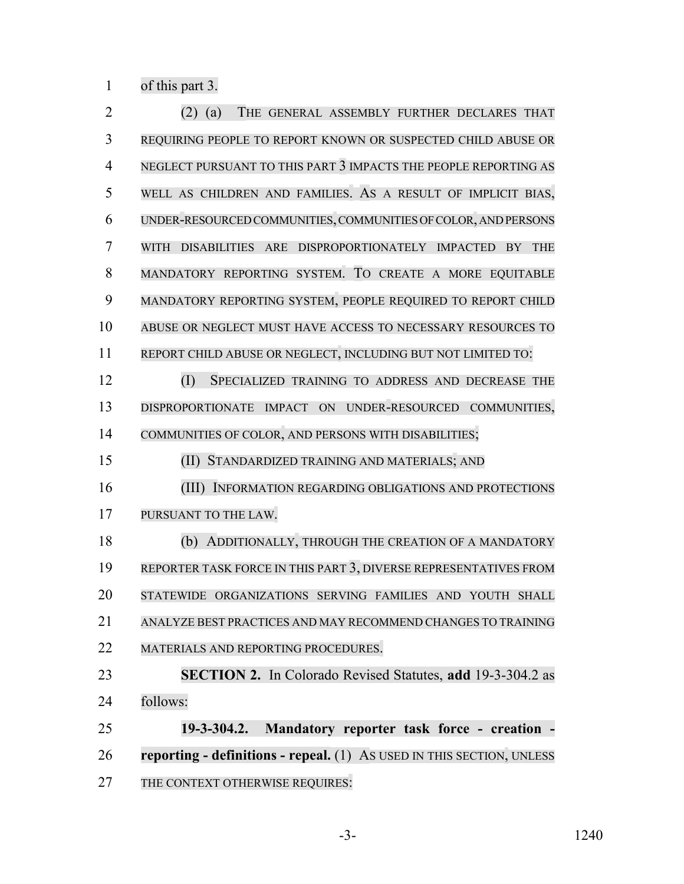of this part 3.

(2) (a) THE GENERAL ASSEMBLY FURTHER DECLARES THAT REQUIRING PEOPLE TO REPORT KNOWN OR SUSPECTED CHILD ABUSE OR NEGLECT PURSUANT TO THIS PART 3 IMPACTS THE PEOPLE REPORTING AS WELL AS CHILDREN AND FAMILIES. AS A RESULT OF IMPLICIT BIAS, UNDER-RESOURCED COMMUNITIES, COMMUNITIES OF COLOR, AND PERSONS WITH DISABILITIES ARE DISPROPORTIONATELY IMPACTED BY THE MANDATORY REPORTING SYSTEM. TO CREATE A MORE EQUITABLE MANDATORY REPORTING SYSTEM, PEOPLE REQUIRED TO REPORT CHILD ABUSE OR NEGLECT MUST HAVE ACCESS TO NECESSARY RESOURCES TO REPORT CHILD ABUSE OR NEGLECT, INCLUDING BUT NOT LIMITED TO:

(I) SPECIALIZED TRAINING TO ADDRESS AND DECREASE THE DISPROPORTIONATE IMPACT ON UNDER-RESOURCED COMMUNITIES, COMMUNITIES OF COLOR, AND PERSONS WITH DISABILITIES;

(II) STANDARDIZED TRAINING AND MATERIALS; AND

(III) INFORMATION REGARDING OBLIGATIONS AND PROTECTIONS PURSUANT TO THE LAW.

(b) ADDITIONALLY, THROUGH THE CREATION OF A MANDATORY REPORTER TASK FORCE IN THIS PART 3, DIVERSE REPRESENTATIVES FROM STATEWIDE ORGANIZATIONS SERVING FAMILIES AND YOUTH SHALL ANALYZE BEST PRACTICES AND MAY RECOMMEND CHANGES TO TRAINING MATERIALS AND REPORTING PROCEDURES.

**SECTION 2.** In Colorado Revised Statutes, **add** 19-3-304.2 as follows:

**19-3-304.2. Mandatory reporter task force - creation - reporting - definitions - repeal.** (1) AS USED IN THIS SECTION, UNLESS THE CONTEXT OTHERWISE REQUIRES: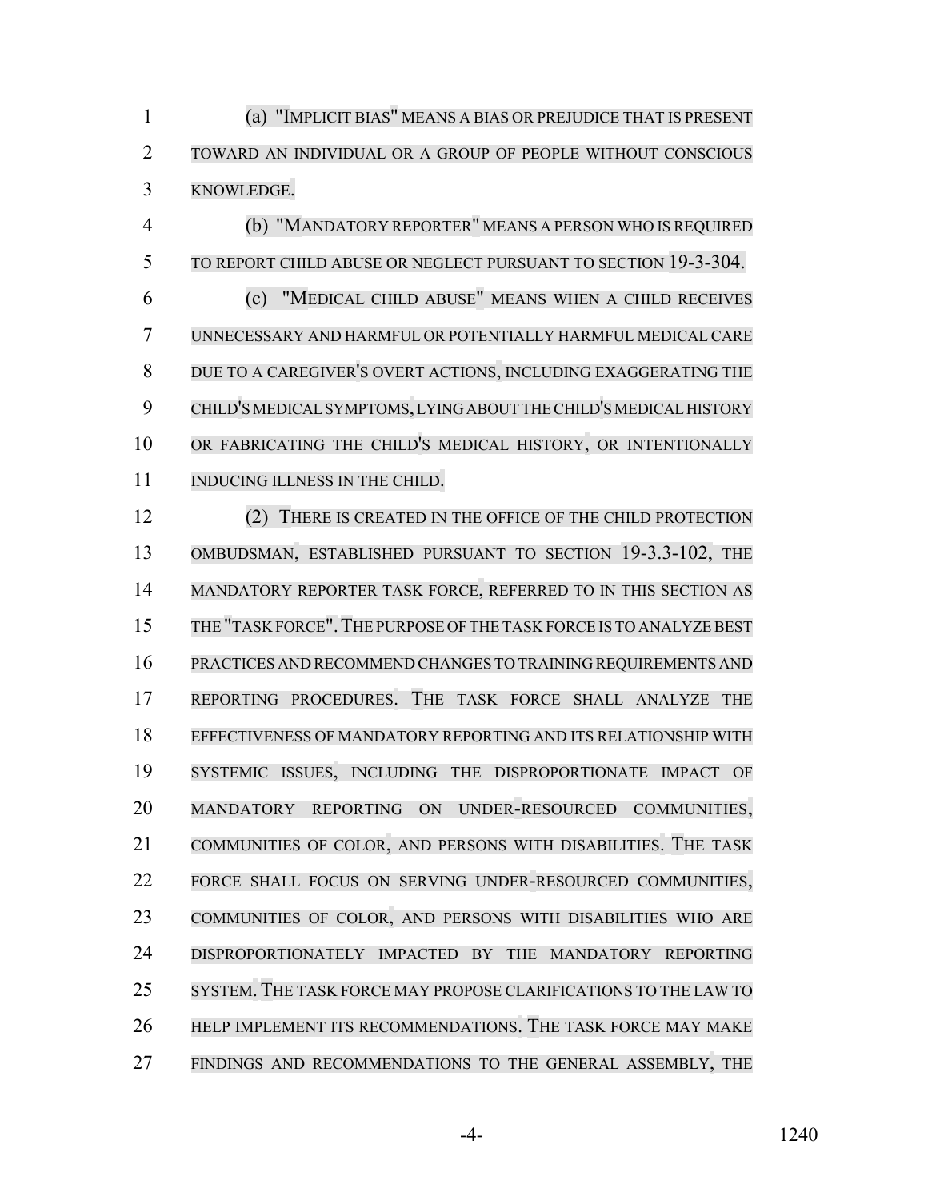(a) "IMPLICIT BIAS" MEANS A BIAS OR PREJUDICE THAT IS PRESENT TOWARD AN INDIVIDUAL OR A GROUP OF PEOPLE WITHOUT CONSCIOUS KNOWLEDGE.

(b) "MANDATORY REPORTER" MEANS A PERSON WHO IS REQUIRED TO REPORT CHILD ABUSE OR NEGLECT PURSUANT TO SECTION 19-3-304.

(c) "MEDICAL CHILD ABUSE" MEANS WHEN A CHILD RECEIVES UNNECESSARY AND HARMFUL OR POTENTIALLY HARMFUL MEDICAL CARE DUE TO A CAREGIVER'S OVERT ACTIONS, INCLUDING EXAGGERATING THE CHILD'S MEDICAL SYMPTOMS, LYING ABOUT THE CHILD'S MEDICAL HISTORY OR FABRICATING THE CHILD'S MEDICAL HISTORY, OR INTENTIONALLY INDUCING ILLNESS IN THE CHILD.

(2) THERE IS CREATED IN THE OFFICE OF THE CHILD PROTECTION OMBUDSMAN, ESTABLISHED PURSUANT TO SECTION 19-3.3-102, THE MANDATORY REPORTER TASK FORCE, REFERRED TO IN THIS SECTION AS THE "TASK FORCE". THE PURPOSE OF THE TASK FORCE IS TO ANALYZE BEST PRACTICES AND RECOMMEND CHANGES TO TRAINING REQUIREMENTS AND REPORTING PROCEDURES. THE TASK FORCE SHALL ANALYZE THE EFFECTIVENESS OF MANDATORY REPORTING AND ITS RELATIONSHIP WITH SYSTEMIC ISSUES, INCLUDING THE DISPROPORTIONATE IMPACT OF MANDATORY REPORTING ON UNDER-RESOURCED COMMUNITIES, COMMUNITIES OF COLOR, AND PERSONS WITH DISABILITIES. THE TASK FORCE SHALL FOCUS ON SERVING UNDER-RESOURCED COMMUNITIES, COMMUNITIES OF COLOR, AND PERSONS WITH DISABILITIES WHO ARE DISPROPORTIONATELY IMPACTED BY THE MANDATORY REPORTING SYSTEM. THE TASK FORCE MAY PROPOSE CLARIFICATIONS TO THE LAW TO HELP IMPLEMENT ITS RECOMMENDATIONS. THE TASK FORCE MAY MAKE FINDINGS AND RECOMMENDATIONS TO THE GENERAL ASSEMBLY, THE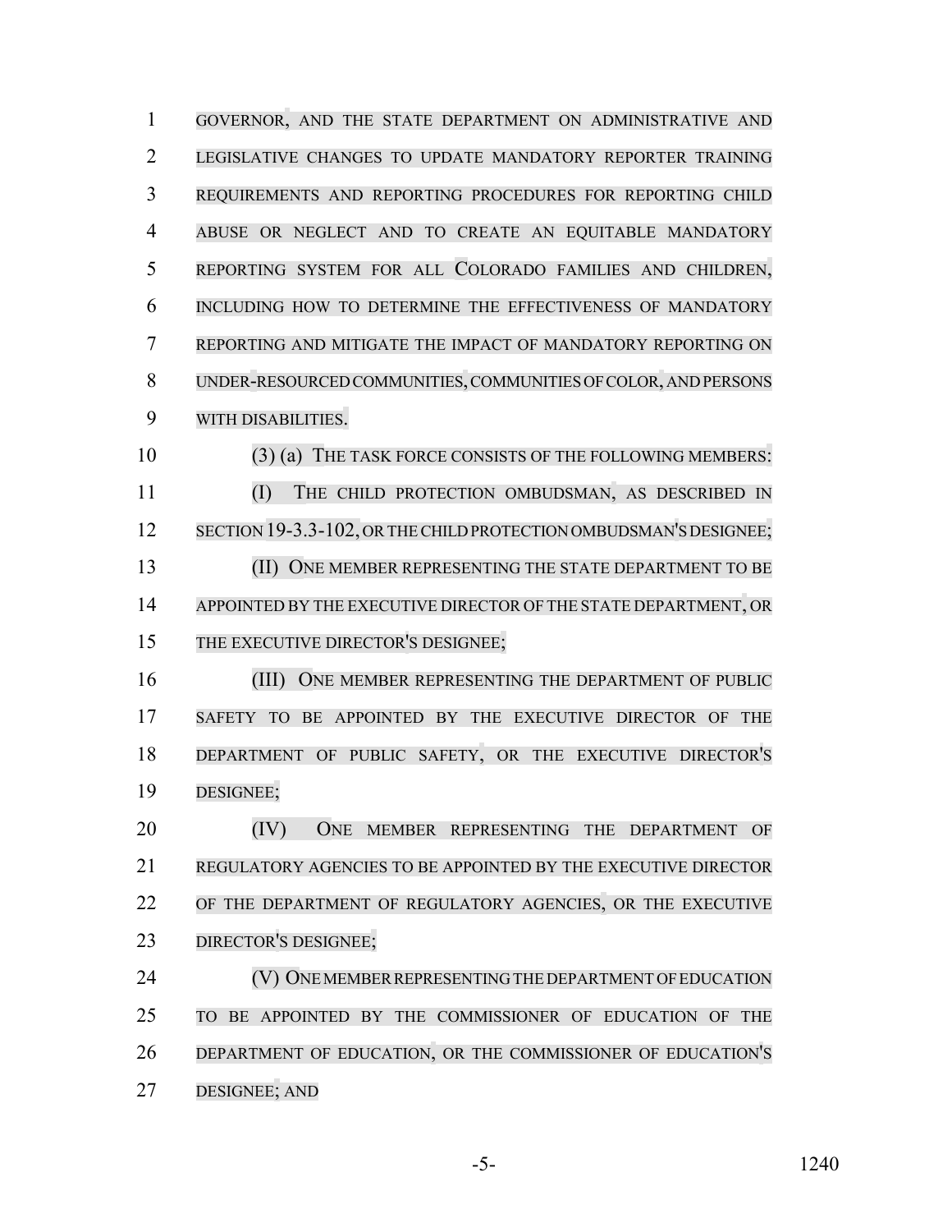GOVERNOR, AND THE STATE DEPARTMENT ON ADMINISTRATIVE AND LEGISLATIVE CHANGES TO UPDATE MANDATORY REPORTER TRAINING REQUIREMENTS AND REPORTING PROCEDURES FOR REPORTING CHILD ABUSE OR NEGLECT AND TO CREATE AN EQUITABLE MANDATORY REPORTING SYSTEM FOR ALL COLORADO FAMILIES AND CHILDREN, INCLUDING HOW TO DETERMINE THE EFFECTIVENESS OF MANDATORY REPORTING AND MITIGATE THE IMPACT OF MANDATORY REPORTING ON UNDER-RESOURCED COMMUNITIES, COMMUNITIES OF COLOR, AND PERSONS WITH DISABILITIES.

(3) (a) THE TASK FORCE CONSISTS OF THE FOLLOWING MEMBERS:

(I) THE CHILD PROTECTION OMBUDSMAN, AS DESCRIBED IN SECTION 19-3.3-102, OR THE CHILD PROTECTION OMBUDSMAN'S DESIGNEE;

(II) ONE MEMBER REPRESENTING THE STATE DEPARTMENT TO BE APPOINTED BY THE EXECUTIVE DIRECTOR OF THE STATE DEPARTMENT, OR THE EXECUTIVE DIRECTOR'S DESIGNEE;

(III) ONE MEMBER REPRESENTING THE DEPARTMENT OF PUBLIC SAFETY TO BE APPOINTED BY THE EXECUTIVE DIRECTOR OF THE DEPARTMENT OF PUBLIC SAFETY, OR THE EXECUTIVE DIRECTOR'S DESIGNEE;

(IV) ONE MEMBER REPRESENTING THE DEPARTMENT OF REGULATORY AGENCIES TO BE APPOINTED BY THE EXECUTIVE DIRECTOR OF THE DEPARTMENT OF REGULATORY AGENCIES, OR THE EXECUTIVE DIRECTOR'S DESIGNEE;

(V) ONE MEMBER REPRESENTING THE DEPARTMENT OF EDUCATION TO BE APPOINTED BY THE COMMISSIONER OF EDUCATION OF THE DEPARTMENT OF EDUCATION, OR THE COMMISSIONER OF EDUCATION'S DESIGNEE; AND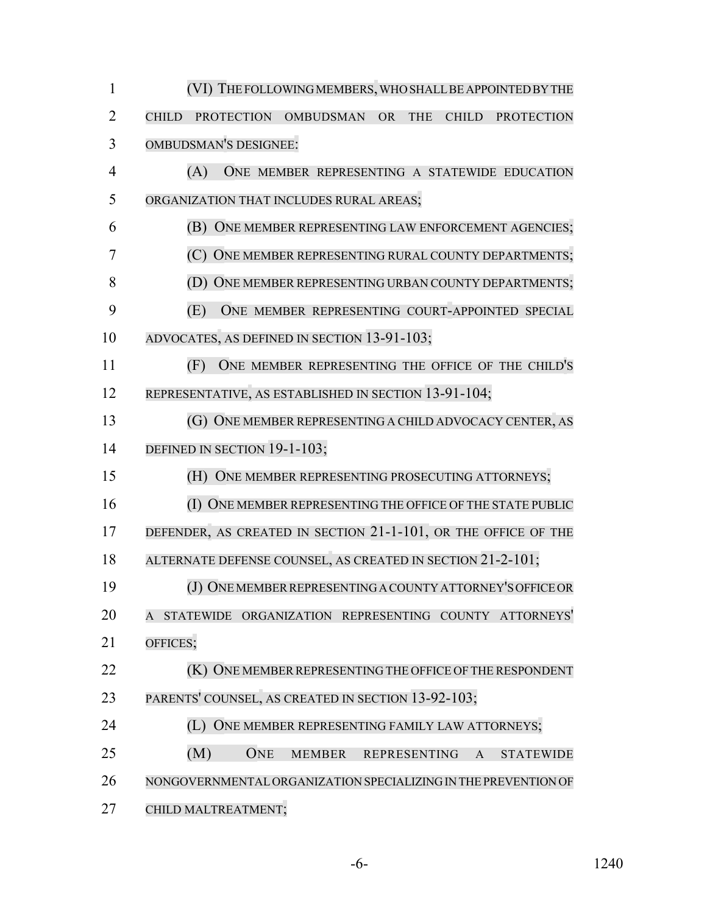(VI) THE FOLLOWING MEMBERS, WHO SHALL BE APPOINTED BY THE CHILD PROTECTION OMBUDSMAN OR THE CHILD PROTECTION OMBUDSMAN'S DESIGNEE:

(A) ONE MEMBER REPRESENTING A STATEWIDE EDUCATION ORGANIZATION THAT INCLUDES RURAL AREAS;

(B) ONE MEMBER REPRESENTING LAW ENFORCEMENT AGENCIES;

(C) ONE MEMBER REPRESENTING RURAL COUNTY DEPARTMENTS;

(D) ONE MEMBER REPRESENTING URBAN COUNTY DEPARTMENTS;

(E) ONE MEMBER REPRESENTING COURT-APPOINTED SPECIAL ADVOCATES, AS DEFINED IN SECTION 13-91-103;

(F) ONE MEMBER REPRESENTING THE OFFICE OF THE CHILD'S REPRESENTATIVE, AS ESTABLISHED IN SECTION 13-91-104;

(G) ONE MEMBER REPRESENTING A CHILD ADVOCACY CENTER, AS DEFINED IN SECTION 19-1-103;

(H) ONE MEMBER REPRESENTING PROSECUTING ATTORNEYS;

(I) ONE MEMBER REPRESENTING THE OFFICE OF THE STATE PUBLIC DEFENDER, AS CREATED IN SECTION 21-1-101, OR THE OFFICE OF THE ALTERNATE DEFENSE COUNSEL, AS CREATED IN SECTION 21-2-101;

(J) ONE MEMBER REPRESENTING A COUNTY ATTORNEY'S OFFICE OR A STATEWIDE ORGANIZATION REPRESENTING COUNTY ATTORNEYS' OFFICES;

(K) ONE MEMBER REPRESENTING THE OFFICE OF THE RESPONDENT PARENTS' COUNSEL, AS CREATED IN SECTION 13-92-103;

(L) ONE MEMBER REPRESENTING FAMILY LAW ATTORNEYS;

(M) ONE MEMBER REPRESENTING A STATEWIDE NONGOVERNMENTAL ORGANIZATION SPECIALIZING IN THE PREVENTION OF CHILD MALTREATMENT;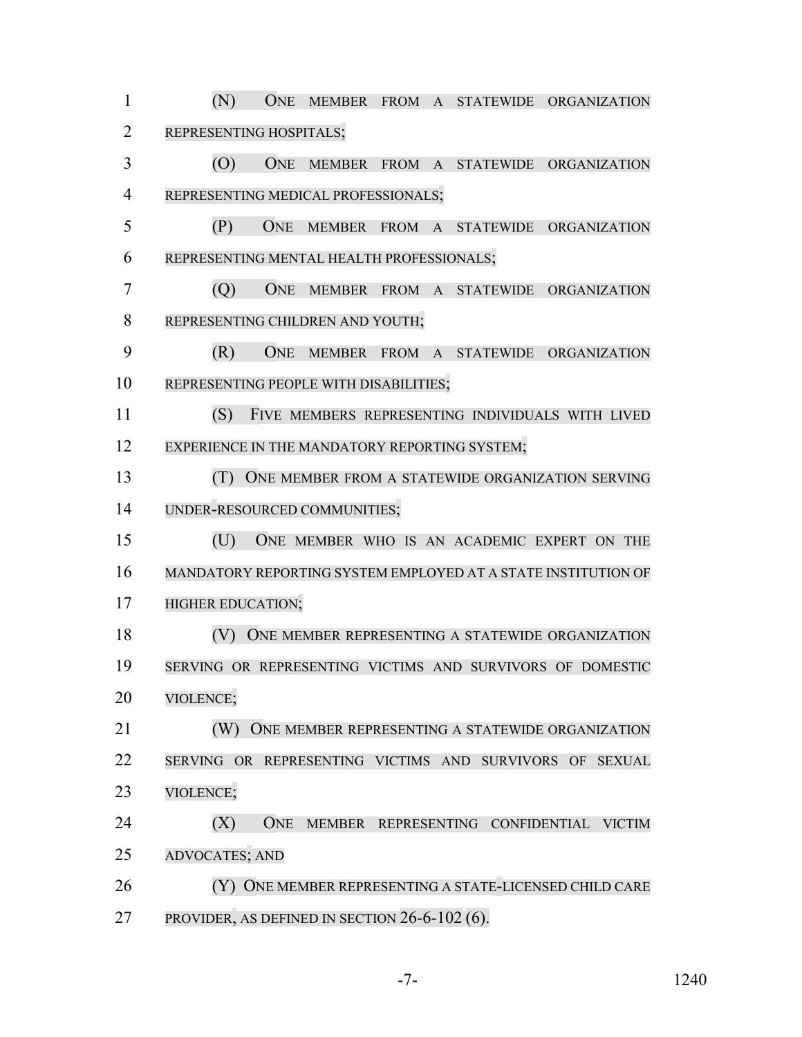(N) ONE MEMBER FROM A STATEWIDE ORGANIZATION REPRESENTING HOSPITALS;

(O) ONE MEMBER FROM A STATEWIDE ORGANIZATION REPRESENTING MEDICAL PROFESSIONALS;

(P) ONE MEMBER FROM A STATEWIDE ORGANIZATION REPRESENTING MENTAL HEALTH PROFESSIONALS;

(Q) ONE MEMBER FROM A STATEWIDE ORGANIZATION REPRESENTING CHILDREN AND YOUTH;

(R) ONE MEMBER FROM A STATEWIDE ORGANIZATION REPRESENTING PEOPLE WITH DISABILITIES;

(S) FIVE MEMBERS REPRESENTING INDIVIDUALS WITH LIVED EXPERIENCE IN THE MANDATORY REPORTING SYSTEM;

(T) ONE MEMBER FROM A STATEWIDE ORGANIZATION SERVING UNDER-RESOURCED COMMUNITIES;

(U) ONE MEMBER WHO IS AN ACADEMIC EXPERT ON THE MANDATORY REPORTING SYSTEM EMPLOYED AT A STATE INSTITUTION OF HIGHER EDUCATION;

(V) ONE MEMBER REPRESENTING A STATEWIDE ORGANIZATION SERVING OR REPRESENTING VICTIMS AND SURVIVORS OF DOMESTIC VIOLENCE;

(W) ONE MEMBER REPRESENTING A STATEWIDE ORGANIZATION SERVING OR REPRESENTING VICTIMS AND SURVIVORS OF SEXUAL VIOLENCE;

(X) ONE MEMBER REPRESENTING CONFIDENTIAL VICTIM ADVOCATES; AND

(Y) ONE MEMBER REPRESENTING A STATE-LICENSED CHILD CARE PROVIDER, AS DEFINED IN SECTION 26-6-102 (6).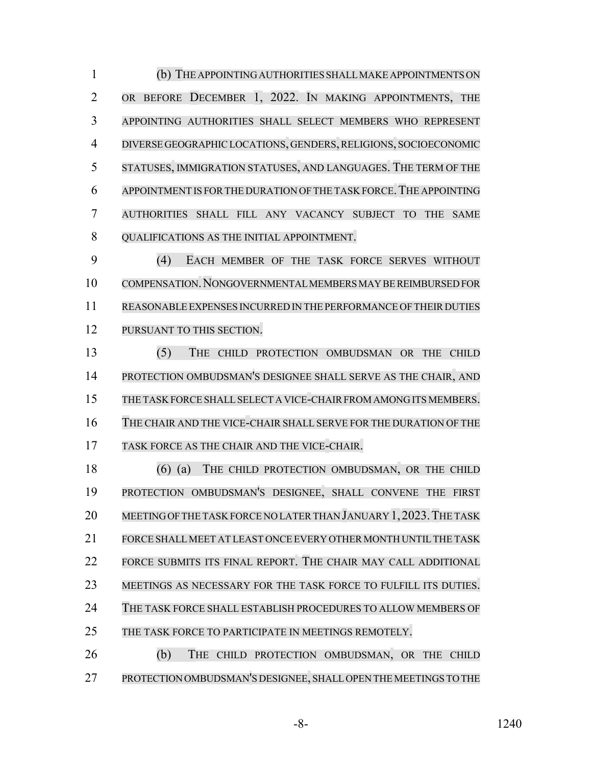(b) THE APPOINTING AUTHORITIES SHALL MAKE APPOINTMENTS ON OR BEFORE DECEMBER 1, 2022. IN MAKING APPOINTMENTS, THE APPOINTING AUTHORITIES SHALL SELECT MEMBERS WHO REPRESENT DIVERSE GEOGRAPHIC LOCATIONS, GENDERS, RELIGIONS, SOCIOECONOMIC STATUSES, IMMIGRATION STATUSES, AND LANGUAGES. THE TERM OF THE APPOINTMENT IS FOR THE DURATION OF THE TASK FORCE. THE APPOINTING AUTHORITIES SHALL FILL ANY VACANCY SUBJECT TO THE SAME QUALIFICATIONS AS THE INITIAL APPOINTMENT.

(4) EACH MEMBER OF THE TASK FORCE SERVES WITHOUT COMPENSATION. NONGOVERNMENTAL MEMBERS MAY BE REIMBURSED FOR REASONABLE EXPENSES INCURRED IN THE PERFORMANCE OF THEIR DUTIES PURSUANT TO THIS SECTION.

(5) THE CHILD PROTECTION OMBUDSMAN OR THE CHILD PROTECTION OMBUDSMAN'S DESIGNEE SHALL SERVE AS THE CHAIR, AND THE TASK FORCE SHALL SELECT A VICE-CHAIR FROM AMONG ITS MEMBERS. THE CHAIR AND THE VICE-CHAIR SHALL SERVE FOR THE DURATION OF THE TASK FORCE AS THE CHAIR AND THE VICE-CHAIR.

(6) (a) THE CHILD PROTECTION OMBUDSMAN, OR THE CHILD PROTECTION OMBUDSMAN'S DESIGNEE, SHALL CONVENE THE FIRST MEETING OF THE TASK FORCE NO LATER THAN JANUARY 1, 2023. THE TASK FORCE SHALL MEET AT LEAST ONCE EVERY OTHER MONTH UNTIL THE TASK FORCE SUBMITS ITS FINAL REPORT. THE CHAIR MAY CALL ADDITIONAL MEETINGS AS NECESSARY FOR THE TASK FORCE TO FULFILL ITS DUTIES. THE TASK FORCE SHALL ESTABLISH PROCEDURES TO ALLOW MEMBERS OF THE TASK FORCE TO PARTICIPATE IN MEETINGS REMOTELY.

(b) THE CHILD PROTECTION OMBUDSMAN, OR THE CHILD PROTECTION OMBUDSMAN'S DESIGNEE, SHALL OPEN THE MEETINGS TO THE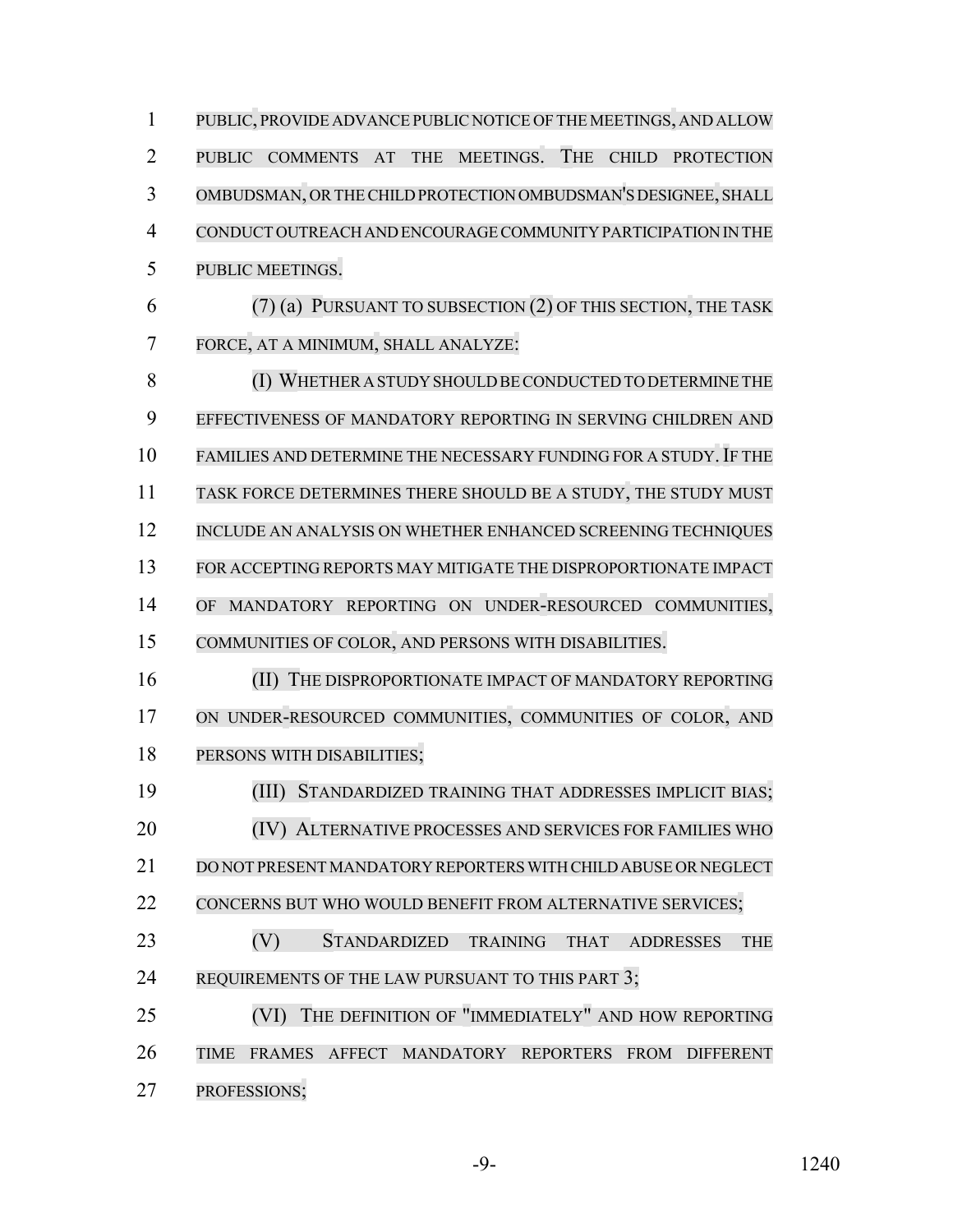PUBLIC, PROVIDE ADVANCE PUBLIC NOTICE OF THE MEETINGS, AND ALLOW PUBLIC COMMENTS AT THE MEETINGS. THE CHILD PROTECTION OMBUDSMAN, OR THE CHILD PROTECTION OMBUDSMAN'S DESIGNEE, SHALL CONDUCT OUTREACH AND ENCOURAGE COMMUNITY PARTICIPATION IN THE PUBLIC MEETINGS.

(7) (a) PURSUANT TO SUBSECTION (2) OF THIS SECTION, THE TASK FORCE, AT A MINIMUM, SHALL ANALYZE:

(I) WHETHER A STUDY SHOULD BE CONDUCTED TO DETERMINE THE EFFECTIVENESS OF MANDATORY REPORTING IN SERVING CHILDREN AND FAMILIES AND DETERMINE THE NECESSARY FUNDING FOR A STUDY. IF THE TASK FORCE DETERMINES THERE SHOULD BE A STUDY, THE STUDY MUST INCLUDE AN ANALYSIS ON WHETHER ENHANCED SCREENING TECHNIQUES FOR ACCEPTING REPORTS MAY MITIGATE THE DISPROPORTIONATE IMPACT OF MANDATORY REPORTING ON UNDER-RESOURCED COMMUNITIES, COMMUNITIES OF COLOR, AND PERSONS WITH DISABILITIES.

(II) THE DISPROPORTIONATE IMPACT OF MANDATORY REPORTING ON UNDER-RESOURCED COMMUNITIES, COMMUNITIES OF COLOR, AND PERSONS WITH DISABILITIES;

(III) STANDARDIZED TRAINING THAT ADDRESSES IMPLICIT BIAS;

(IV) ALTERNATIVE PROCESSES AND SERVICES FOR FAMILIES WHO DO NOT PRESENT MANDATORY REPORTERS WITH CHILD ABUSE OR NEGLECT CONCERNS BUT WHO WOULD BENEFIT FROM ALTERNATIVE SERVICES;

(V) STANDARDIZED TRAINING THAT ADDRESSES THE REQUIREMENTS OF THE LAW PURSUANT TO THIS PART 3;

(VI) THE DEFINITION OF "IMMEDIATELY" AND HOW REPORTING TIME FRAMES AFFECT MANDATORY REPORTERS FROM DIFFERENT PROFESSIONS;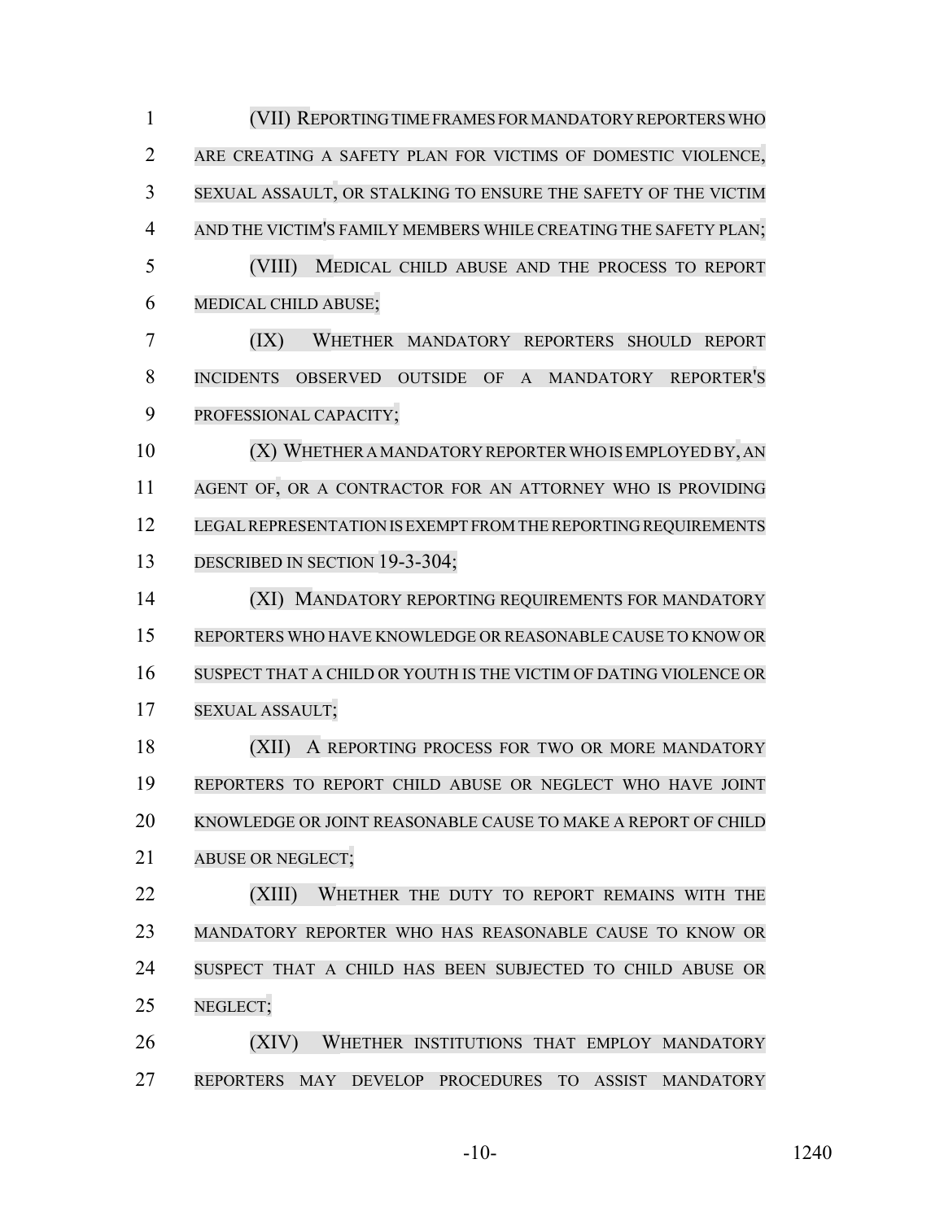(VII) REPORTING TIME FRAMES FOR MANDATORY REPORTERS WHO ARE CREATING A SAFETY PLAN FOR VICTIMS OF DOMESTIC VIOLENCE, SEXUAL ASSAULT, OR STALKING TO ENSURE THE SAFETY OF THE VICTIM AND THE VICTIM'S FAMILY MEMBERS WHILE CREATING THE SAFETY PLAN;

(VIII) MEDICAL CHILD ABUSE AND THE PROCESS TO REPORT MEDICAL CHILD ABUSE;

(IX) WHETHER MANDATORY REPORTERS SHOULD REPORT INCIDENTS OBSERVED OUTSIDE OF A MANDATORY REPORTER'S PROFESSIONAL CAPACITY;

(X) WHETHER A MANDATORY REPORTER WHO IS EMPLOYED BY, AN AGENT OF, OR A CONTRACTOR FOR AN ATTORNEY WHO IS PROVIDING LEGAL REPRESENTATION IS EXEMPT FROM THE REPORTING REQUIREMENTS DESCRIBED IN SECTION 19-3-304;

(XI) MANDATORY REPORTING REQUIREMENTS FOR MANDATORY REPORTERS WHO HAVE KNOWLEDGE OR REASONABLE CAUSE TO KNOW OR SUSPECT THAT A CHILD OR YOUTH IS THE VICTIM OF DATING VIOLENCE OR SEXUAL ASSAULT;

(XII) A REPORTING PROCESS FOR TWO OR MORE MANDATORY REPORTERS TO REPORT CHILD ABUSE OR NEGLECT WHO HAVE JOINT KNOWLEDGE OR JOINT REASONABLE CAUSE TO MAKE A REPORT OF CHILD ABUSE OR NEGLECT;

(XIII) WHETHER THE DUTY TO REPORT REMAINS WITH THE MANDATORY REPORTER WHO HAS REASONABLE CAUSE TO KNOW OR SUSPECT THAT A CHILD HAS BEEN SUBJECTED TO CHILD ABUSE OR NEGLECT;

(XIV) WHETHER INSTITUTIONS THAT EMPLOY MANDATORY REPORTERS MAY DEVELOP PROCEDURES TO ASSIST MANDATORY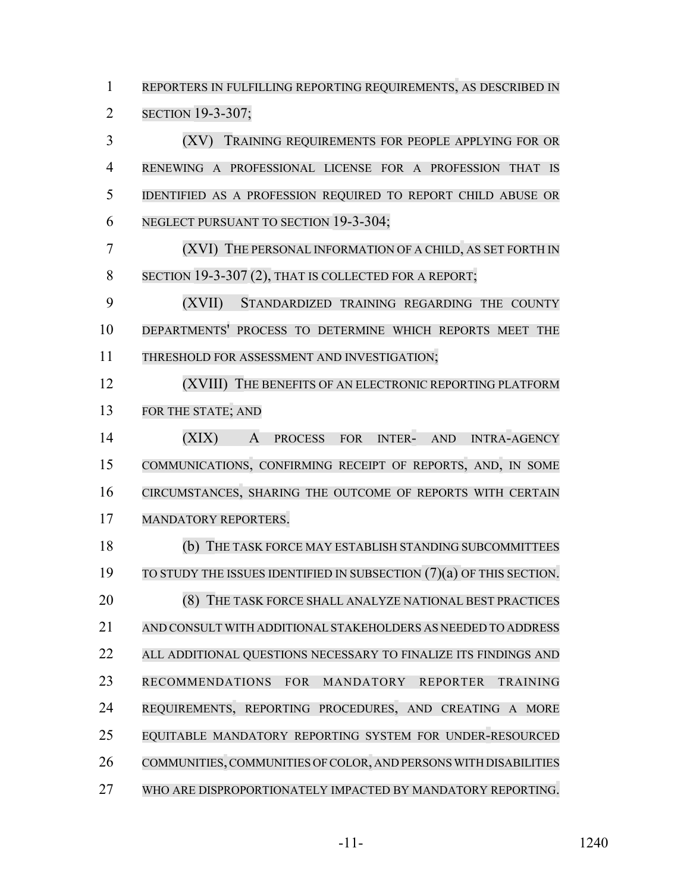REPORTERS IN FULFILLING REPORTING REQUIREMENTS, AS DESCRIBED IN SECTION 19-3-307;

(XV) TRAINING REQUIREMENTS FOR PEOPLE APPLYING FOR OR RENEWING A PROFESSIONAL LICENSE FOR A PROFESSION THAT IS IDENTIFIED AS A PROFESSION REQUIRED TO REPORT CHILD ABUSE OR NEGLECT PURSUANT TO SECTION 19-3-304;

(XVI) THE PERSONAL INFORMATION OF A CHILD, AS SET FORTH IN SECTION 19-3-307 (2), THAT IS COLLECTED FOR A REPORT;

(XVII) STANDARDIZED TRAINING REGARDING THE COUNTY DEPARTMENTS' PROCESS TO DETERMINE WHICH REPORTS MEET THE THRESHOLD FOR ASSESSMENT AND INVESTIGATION;

(XVIII) THE BENEFITS OF AN ELECTRONIC REPORTING PLATFORM FOR THE STATE; AND

(XIX) A PROCESS FOR INTER- AND INTRA-AGENCY COMMUNICATIONS, CONFIRMING RECEIPT OF REPORTS, AND, IN SOME CIRCUMSTANCES, SHARING THE OUTCOME OF REPORTS WITH CERTAIN MANDATORY REPORTERS.

(b) THE TASK FORCE MAY ESTABLISH STANDING SUBCOMMITTEES TO STUDY THE ISSUES IDENTIFIED IN SUBSECTION (7)(a) OF THIS SECTION.

(8) THE TASK FORCE SHALL ANALYZE NATIONAL BEST PRACTICES AND CONSULT WITH ADDITIONAL STAKEHOLDERS AS NEEDED TO ADDRESS ALL ADDITIONAL QUESTIONS NECESSARY TO FINALIZE ITS FINDINGS AND RECOMMENDATIONS FOR MANDATORY REPORTER TRAINING REQUIREMENTS, REPORTING PROCEDURES, AND CREATING A MORE EQUITABLE MANDATORY REPORTING SYSTEM FOR UNDER-RESOURCED COMMUNITIES, COMMUNITIES OF COLOR, AND PERSONS WITH DISABILITIES WHO ARE DISPROPORTIONATELY IMPACTED BY MANDATORY REPORTING.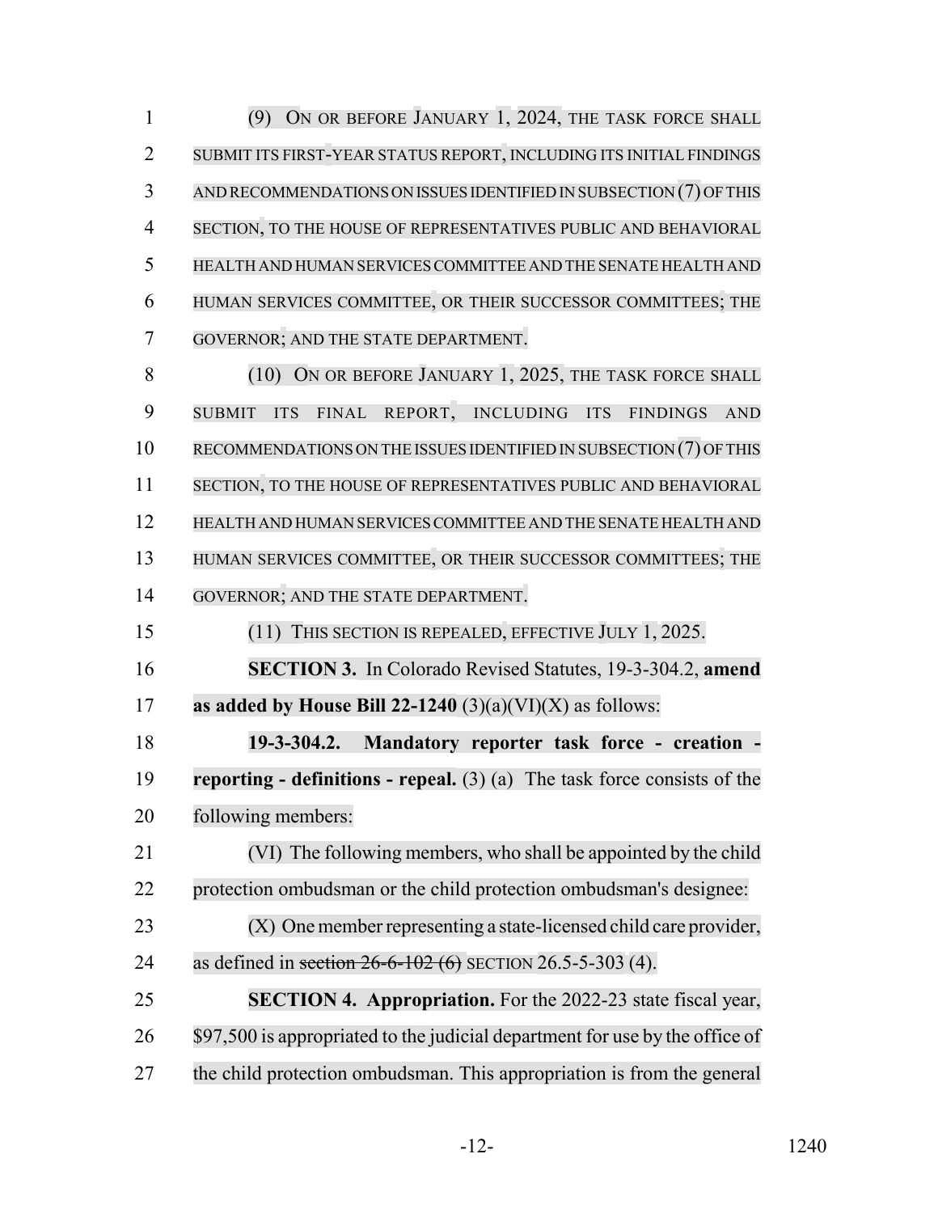(9) ON OR BEFORE JANUARY 1, 2024, THE TASK FORCE SHALL SUBMIT ITS FIRST-YEAR STATUS REPORT, INCLUDING ITS INITIAL FINDINGS AND RECOMMENDATIONS ON ISSUES IDENTIFIED IN SUBSECTION (7) OF THIS SECTION, TO THE HOUSE OF REPRESENTATIVES PUBLIC AND BEHAVIORAL HEALTH AND HUMAN SERVICES COMMITTEE AND THE SENATE HEALTH AND HUMAN SERVICES COMMITTEE, OR THEIR SUCCESSOR COMMITTEES; THE GOVERNOR; AND THE STATE DEPARTMENT.

(10) ON OR BEFORE JANUARY 1, 2025, THE TASK FORCE SHALL SUBMIT ITS FINAL REPORT, INCLUDING ITS FINDINGS AND RECOMMENDATIONS ON THE ISSUES IDENTIFIED IN SUBSECTION (7) OF THIS SECTION, TO THE HOUSE OF REPRESENTATIVES PUBLIC AND BEHAVIORAL HEALTH AND HUMAN SERVICES COMMITTEE AND THE SENATE HEALTH AND HUMAN SERVICES COMMITTEE, OR THEIR SUCCESSOR COMMITTEES; THE GOVERNOR; AND THE STATE DEPARTMENT.

(11) THIS SECTION IS REPEALED, EFFECTIVE JULY 1, 2025.

**SECTION 3.** In Colorado Revised Statutes, 19-3-304.2, **amend as added by House Bill 22-1240** (3)(a)(VI)(X) as follows:

**19-3-304.2. Mandatory reporter task force - creation - reporting - definitions - repeal.** (3) (a) The task force consists of the following members:

(VI) The following members, who shall be appointed by the child protection ombudsman or the child protection ombudsman's designee:

(X) One member representing a state-licensed child care provider, as defined in ~~section 26-6-102 (6)~~ SECTION 26.5-5-303 (4).

**SECTION 4. Appropriation.** For the 2022-23 state fiscal year, $97,500 is appropriated to the judicial department for use by the office of the child protection ombudsman. This appropriation is from the general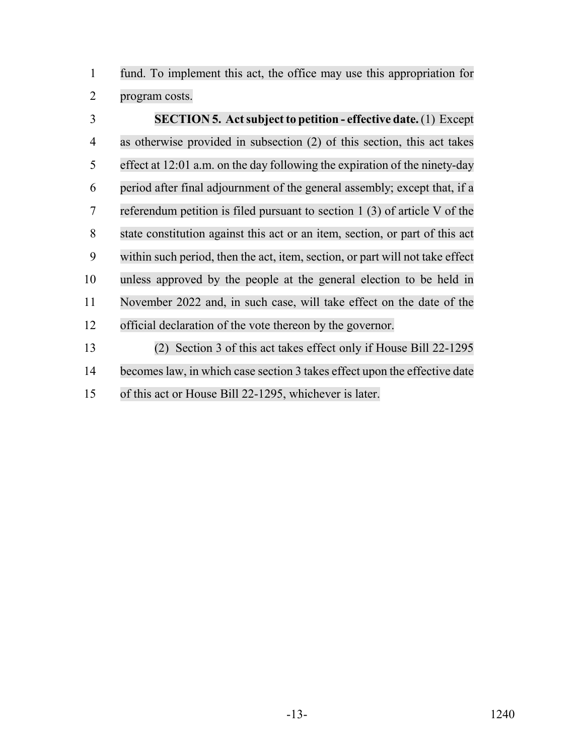fund. To implement this act, the office may use this appropriation for program costs.

**SECTION 5. Act subject to petition - effective date.** (1) Except as otherwise provided in subsection (2) of this section, this act takes effect at 12:01 a.m. on the day following the expiration of the ninety-day period after final adjournment of the general assembly; except that, if a referendum petition is filed pursuant to section 1 (3) of article V of the state constitution against this act or an item, section, or part of this act within such period, then the act, item, section, or part will not take effect unless approved by the people at the general election to be held in November 2022 and, in such case, will take effect on the date of the official declaration of the vote thereon by the governor.

(2) Section 3 of this act takes effect only if House Bill 22-1295 becomes law, in which case section 3 takes effect upon the effective date of this act or House Bill 22-1295, whichever is later.